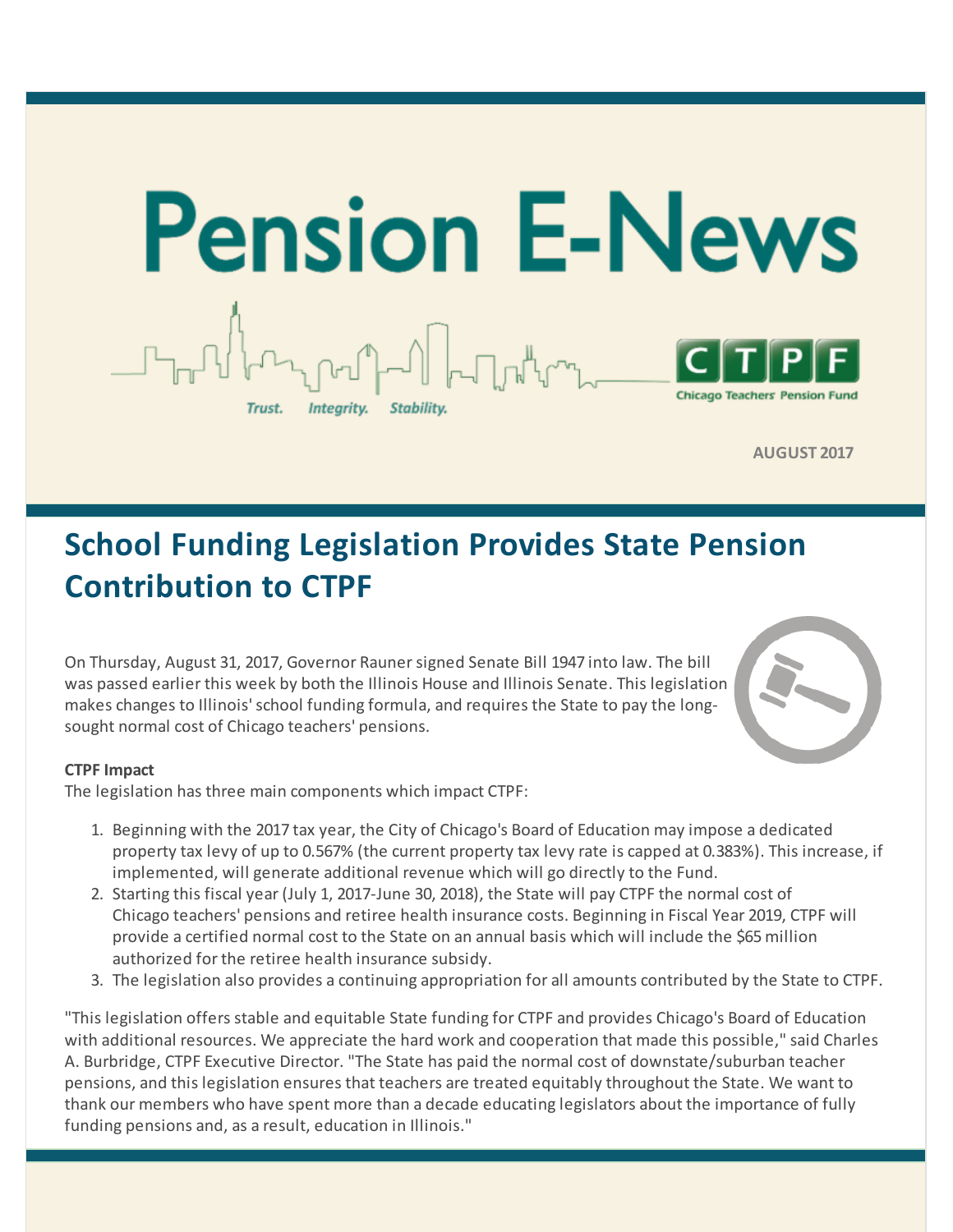# Pension E-News

*Trust. Integrity. Stability.*

CTPF — Chicago Teachers' Pension Fund

**AUGUST 2017**

## School Funding Legislation Provides State Pension Contribution to CTPF

On Thursday, August 31, 2017, Governor Rauner signed Senate Bill 1947 into law. The bill was passed earlier this week by both the Illinois House and Illinois Senate. This legislation makes changes to Illinois' school funding formula, and requires the State to pay the long-sought normal cost of Chicago teachers' pensions.

**CTPF Impact**

The legislation has three main components which impact CTPF:

1. Beginning with the 2017 tax year, the City of Chicago's Board of Education may impose a dedicated property tax levy of up to 0.567% (the current property tax levy rate is capped at 0.383%). This increase, if implemented, will generate additional revenue which will go directly to the Fund.
2. Starting this fiscal year (July 1, 2017-June 30, 2018), the State will pay CTPF the normal cost of Chicago teachers' pensions and retiree health insurance costs. Beginning in Fiscal Year 2019, CTPF will provide a certified normal cost to the State on an annual basis which will include the $65 million authorized for the retiree health insurance subsidy.
3. The legislation also provides a continuing appropriation for all amounts contributed by the State to CTPF.

"This legislation offers stable and equitable State funding for CTPF and provides Chicago's Board of Education with additional resources. We appreciate the hard work and cooperation that made this possible," said Charles A. Burbridge, CTPF Executive Director. "The State has paid the normal cost of downstate/suburban teacher pensions, and this legislation ensures that teachers are treated equitably throughout the State. We want to thank our members who have spent more than a decade educating legislators about the importance of fully funding pensions and, as a result, education in Illinois."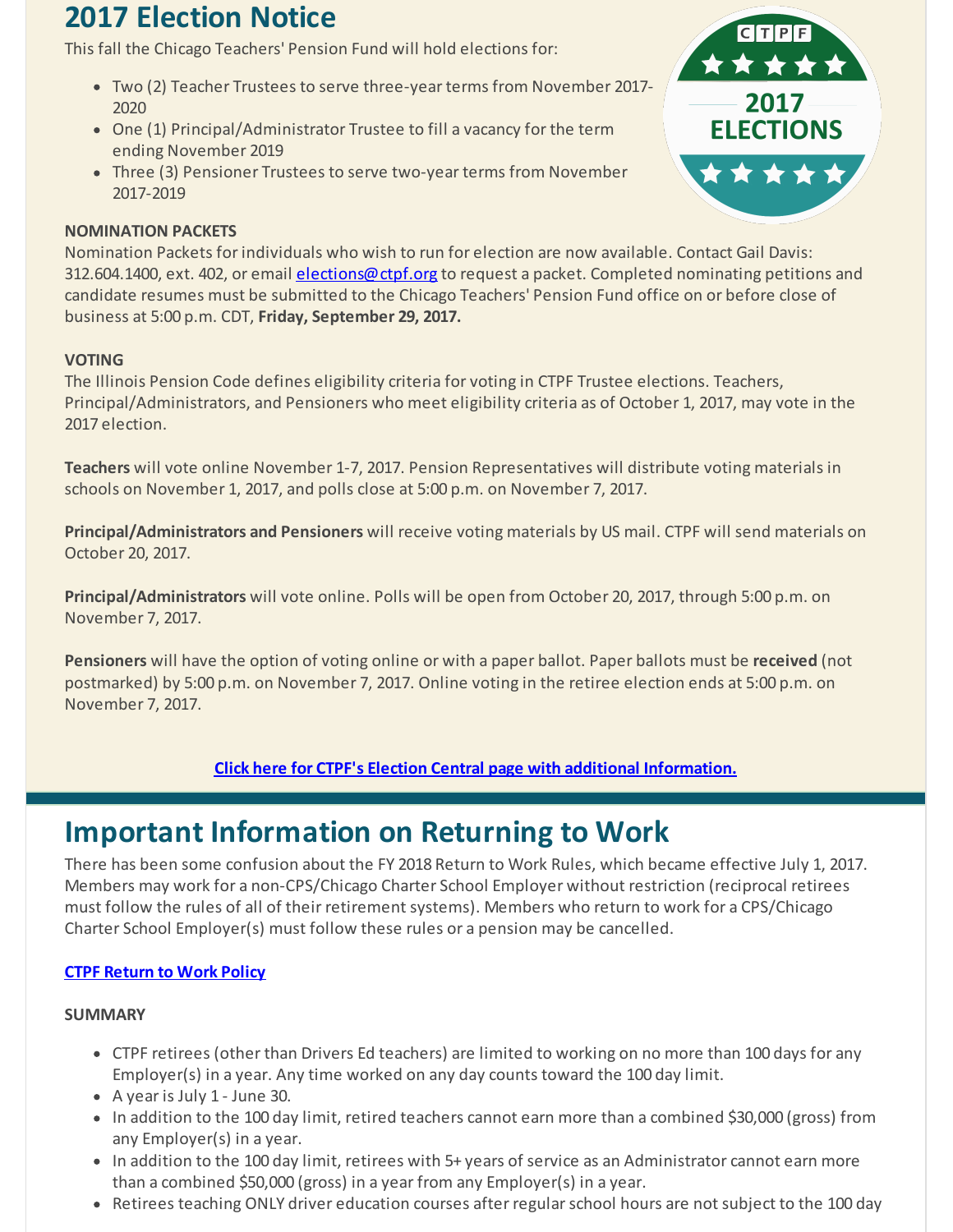## 2017 Election Notice

This fall the Chicago Teachers' Pension Fund will hold elections for:

- Two (2) Teacher Trustees to serve three-year terms from November 2017-2020
- One (1) Principal/Administrator Trustee to fill a vacancy for the term ending November 2019
- Three (3) Pensioner Trustees to serve two-year terms from November 2017-2019

**NOMINATION PACKETS**

Nomination Packets for individuals who wish to run for election are now available. Contact Gail Davis: 312.604.1400, ext. 402, or email elections@ctpf.org to request a packet. Completed nominating petitions and candidate resumes must be submitted to the Chicago Teachers' Pension Fund office on or before close of business at 5:00 p.m. CDT, **Friday, September 29, 2017.**

**VOTING**

The Illinois Pension Code defines eligibility criteria for voting in CTPF Trustee elections. Teachers, Principal/Administrators, and Pensioners who meet eligibility criteria as of October 1, 2017, may vote in the 2017 election.

**Teachers** will vote online November 1-7, 2017. Pension Representatives will distribute voting materials in schools on November 1, 2017, and polls close at 5:00 p.m. on November 7, 2017.

**Principal/Administrators and Pensioners** will receive voting materials by US mail. CTPF will send materials on October 20, 2017.

**Principal/Administrators** will vote online. Polls will be open from October 20, 2017, through 5:00 p.m. on November 7, 2017.

**Pensioners** will have the option of voting online or with a paper ballot. Paper ballots must be **received** (not postmarked) by 5:00 p.m. on November 7, 2017. Online voting in the retiree election ends at 5:00 p.m. on November 7, 2017.

**Click here for CTPF's Election Central page with additional Information.**

## Important Information on Returning to Work

There has been some confusion about the FY 2018 Return to Work Rules, which became effective July 1, 2017. Members may work for a non-CPS/Chicago Charter School Employer without restriction (reciprocal retirees must follow the rules of all of their retirement systems). Members who return to work for a CPS/Chicago Charter School Employer(s) must follow these rules or a pension may be cancelled.

**CTPF Return to Work Policy**

**SUMMARY**

- CTPF retirees (other than Drivers Ed teachers) are limited to working on no more than 100 days for any Employer(s) in a year. Any time worked on any day counts toward the 100 day limit.
- A year is July 1 - June 30.
- In addition to the 100 day limit, retired teachers cannot earn more than a combined $30,000 (gross) from any Employer(s) in a year.
- In addition to the 100 day limit, retirees with 5+ years of service as an Administrator cannot earn more than a combined $50,000 (gross) in a year from any Employer(s) in a year.
- Retirees teaching ONLY driver education courses after regular school hours are not subject to the 100 day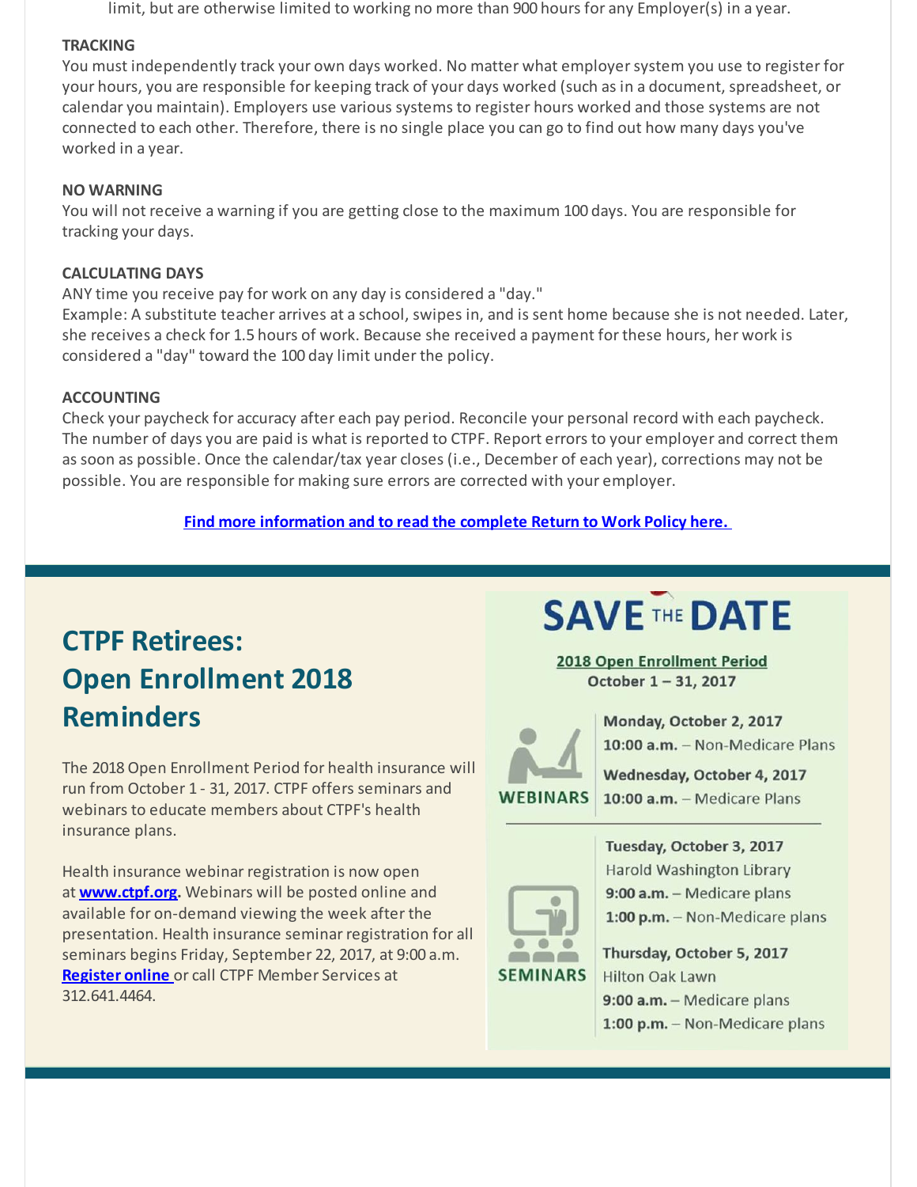limit, but are otherwise limited to working no more than 900 hours for any Employer(s) in a year.

**TRACKING**

You must independently track your own days worked. No matter what employer system you use to register for your hours, you are responsible for keeping track of your days worked (such as in a document, spreadsheet, or calendar you maintain). Employers use various systems to register hours worked and those systems are not connected to each other. Therefore, there is no single place you can go to find out how many days you've worked in a year.

**NO WARNING**

You will not receive a warning if you are getting close to the maximum 100 days. You are responsible for tracking your days.

**CALCULATING DAYS**

ANY time you receive pay for work on any day is considered a "day."

Example: A substitute teacher arrives at a school, swipes in, and is sent home because she is not needed. Later, she receives a check for 1.5 hours of work. Because she received a payment for these hours, her work is considered a "day" toward the 100 day limit under the policy.

**ACCOUNTING**

Check your paycheck for accuracy after each pay period. Reconcile your personal record with each paycheck. The number of days you are paid is what is reported to CTPF. Report errors to your employer and correct them as soon as possible. Once the calendar/tax year closes (i.e., December of each year), corrections may not be possible. You are responsible for making sure errors are corrected with your employer.

**Find more information and to read the complete Return to Work Policy here.**

## CTPF Retirees: Open Enrollment 2018 Reminders

The 2018 Open Enrollment Period for health insurance will run from October 1 - 31, 2017. CTPF offers seminars and webinars to educate members about CTPF's health insurance plans.

Health insurance webinar registration is now open at **www.ctpf.org.** Webinars will be posted online and available for on-demand viewing the week after the presentation. Health insurance seminar registration for all seminars begins Friday, September 22, 2017, at 9:00 a.m. **Register online** or call CTPF Member Services at 312.641.4464.

### SAVE THE DATE

**2018 Open Enrollment Period**
**October 1 – 31, 2017**

**WEBINARS**

**Monday, October 2, 2017**
**10:00 a.m.** – Non-Medicare Plans

**Wednesday, October 4, 2017**
**10:00 a.m.** – Medicare Plans

**SEMINARS**

**Tuesday, October 3, 2017**
Harold Washington Library
**9:00 a.m.** – Medicare plans
**1:00 p.m.** – Non-Medicare plans

**Thursday, October 5, 2017**
Hilton Oak Lawn
**9:00 a.m.** – Medicare plans
**1:00 p.m.** – Non-Medicare plans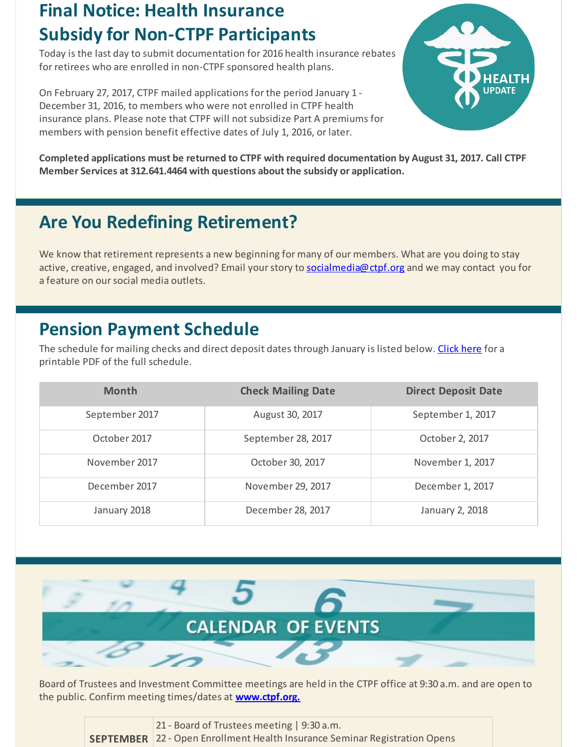## Final Notice: Health Insurance Subsidy for Non-CTPF Participants

Today is the last day to submit documentation for 2016 health insurance rebates for retirees who are enrolled in non-CTPF sponsored health plans.

On February 27, 2017, CTPF mailed applications for the period January 1 - December 31, 2016, to members who were not enrolled in CTPF health insurance plans. Please note that CTPF will not subsidize Part A premiums for members with pension benefit effective dates of July 1, 2016, or later.

**Completed applications must be returned to CTPF with required documentation by August 31, 2017. Call CTPF Member Services at 312.641.4464 with questions about the subsidy or application.**

HEALTH UPDATE

## Are You Redefining Retirement?

We know that retirement represents a new beginning for many of our members. What are you doing to stay active, creative, engaged, and involved? Email your story to socialmedia@ctpf.org and we may contact you for a feature on our social media outlets.

## Pension Payment Schedule

The schedule for mailing checks and direct deposit dates through January is listed below. Click here for a printable PDF of the full schedule.

| Month | Check Mailing Date | Direct Deposit Date |
|---|---|---|
| September 2017 | August 30, 2017 | September 1, 2017 |
| October 2017 | September 28, 2017 | October 2, 2017 |
| November 2017 | October 30, 2017 | November 1, 2017 |
| December 2017 | November 29, 2017 | December 1, 2017 |
| January 2018 | December 28, 2017 | January 2, 2018 |

## CALENDAR OF EVENTS

Board of Trustees and Investment Committee meetings are held in the CTPF office at 9:30 a.m. and are open to the public. Confirm meeting times/dates at **www.ctpf.org.**

| | |
|---|---|
| **SEPTEMBER** | 21 - Board of Trustees meeting \| 9:30 a.m.<br>22 - Open Enrollment Health Insurance Seminar Registration Opens |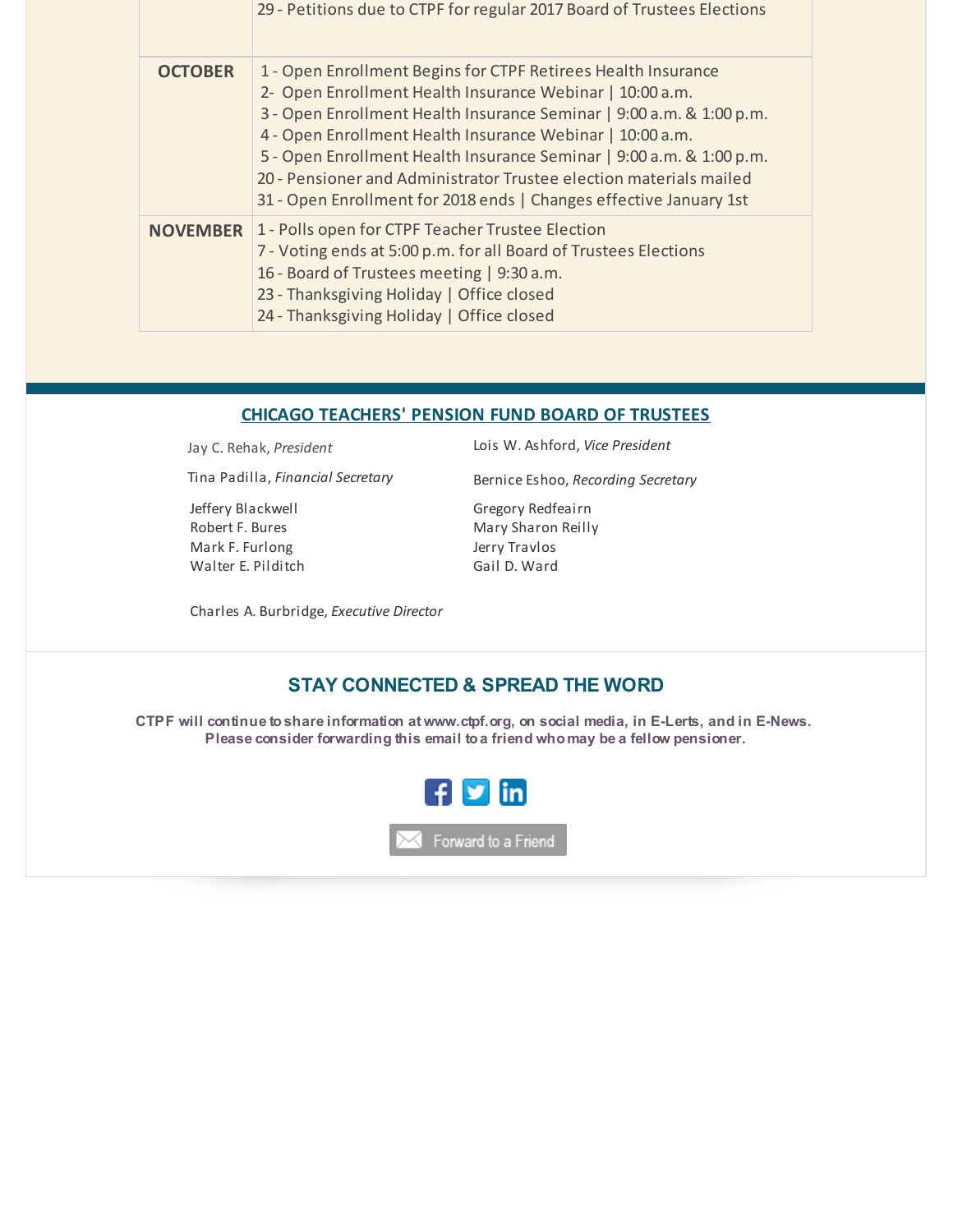| | |
|---|---|
| | 29 - Petitions due to CTPF for regular 2017 Board of Trustees Elections |
| **OCTOBER** | 1 - Open Enrollment Begins for CTPF Retirees Health Insurance<br>2- Open Enrollment Health Insurance Webinar \| 10:00 a.m.<br>3 - Open Enrollment Health Insurance Seminar \| 9:00 a.m. & 1:00 p.m.<br>4 - Open Enrollment Health Insurance Webinar \| 10:00 a.m.<br>5 - Open Enrollment Health Insurance Seminar \| 9:00 a.m. & 1:00 p.m.<br>20 - Pensioner and Administrator Trustee election materials mailed<br>31 - Open Enrollment for 2018 ends \| Changes effective January 1st |
| **NOVEMBER** | 1 - Polls open for CTPF Teacher Trustee Election<br>7 - Voting ends at 5:00 p.m. for all Board of Trustees Elections<br>16 - Board of Trustees meeting \| 9:30 a.m.<br>23 - Thanksgiving Holiday \| Office closed<br>24 - Thanksgiving Holiday \| Office closed |

## CHICAGO TEACHERS' PENSION FUND BOARD OF TRUSTEES

Jay C. Rehak, *President*

Lois W. Ashford, *Vice President*

Tina Padilla, *Financial Secretary*

Bernice Eshoo, *Recording Secretary*

Jeffery Blackwell
Robert F. Bures
Mark F. Furlong
Walter E. Pilditch

Gregory Redfeairn
Mary Sharon Reilly
Jerry Travlos
Gail D. Ward

Charles A. Burbridge, *Executive Director*

## STAY CONNECTED & SPREAD THE WORD

**CTPF will continue to share information at www.ctpf.org, on social media, in E-Lerts, and in E-News. Please consider forwarding this email to a friend who may be a fellow pensioner.**

Forward to a Friend